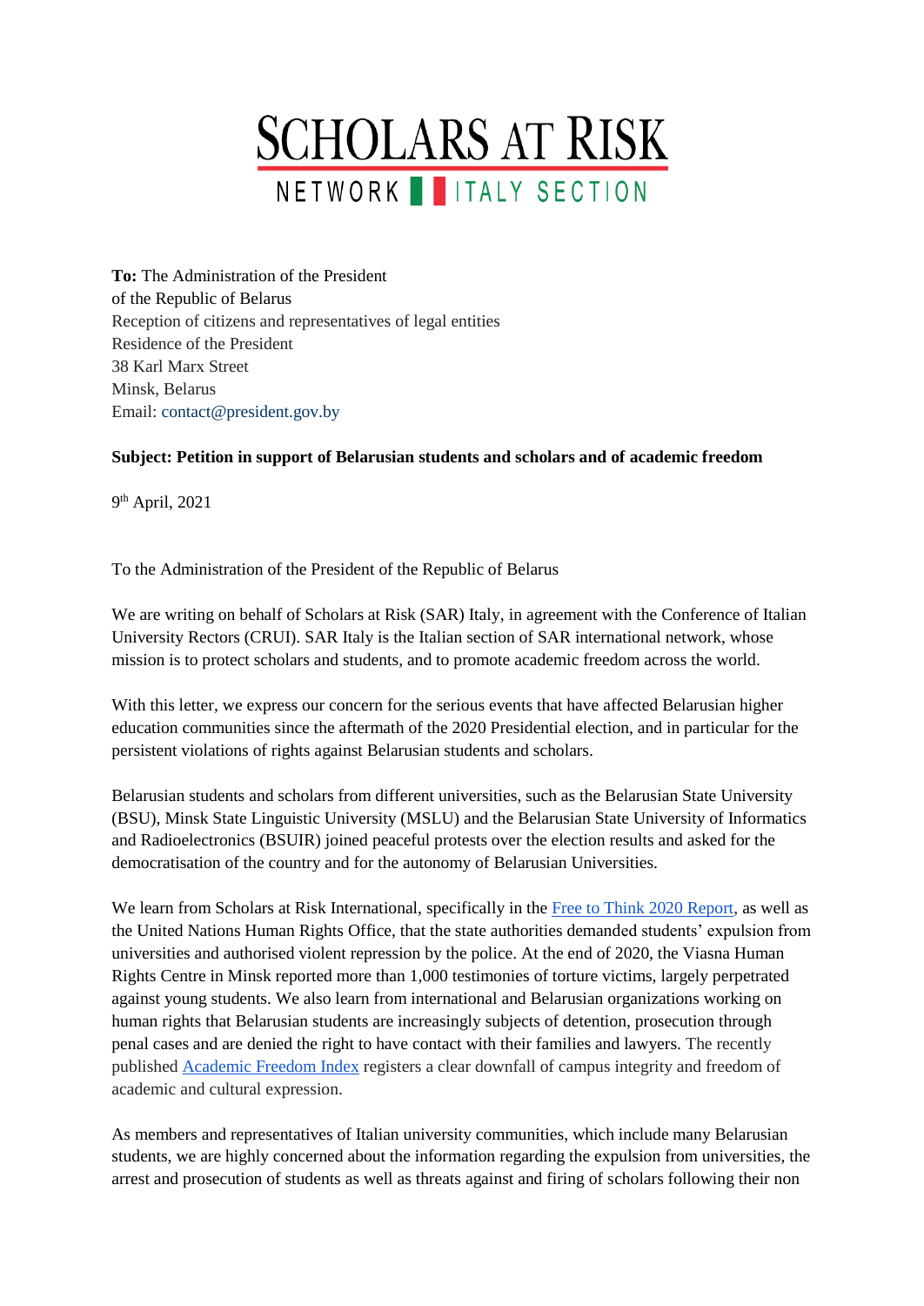# SCHOLARS AT RISK

NETWORK ITALY SECTION

**To:** The Administration of the President
of the Republic of Belarus
Reception of citizens and representatives of legal entities
Residence of the President
38 Karl Marx Street
Minsk, Belarus
Email: contact@president.gov.by

**Subject: Petition in support of Belarusian students and scholars and of academic freedom**

9th April, 2021

To the Administration of the President of the Republic of Belarus

We are writing on behalf of Scholars at Risk (SAR) Italy, in agreement with the Conference of Italian University Rectors (CRUI). SAR Italy is the Italian section of SAR international network, whose mission is to protect scholars and students, and to promote academic freedom across the world.

With this letter, we express our concern for the serious events that have affected Belarusian higher education communities since the aftermath of the 2020 Presidential election, and in particular for the persistent violations of rights against Belarusian students and scholars.

Belarusian students and scholars from different universities, such as the Belarusian State University (BSU), Minsk State Linguistic University (MSLU) and the Belarusian State University of Informatics and Radioelectronics (BSUIR) joined peaceful protests over the election results and asked for the democratisation of the country and for the autonomy of Belarusian Universities.

We learn from Scholars at Risk International, specifically in the Free to Think 2020 Report, as well as the United Nations Human Rights Office, that the state authorities demanded students' expulsion from universities and authorised violent repression by the police. At the end of 2020, the Viasna Human Rights Centre in Minsk reported more than 1,000 testimonies of torture victims, largely perpetrated against young students. We also learn from international and Belarusian organizations working on human rights that Belarusian students are increasingly subjects of detention, prosecution through penal cases and are denied the right to have contact with their families and lawyers. The recently published Academic Freedom Index registers a clear downfall of campus integrity and freedom of academic and cultural expression.

As members and representatives of Italian university communities, which include many Belarusian students, we are highly concerned about the information regarding the expulsion from universities, the arrest and prosecution of students as well as threats against and firing of scholars following their non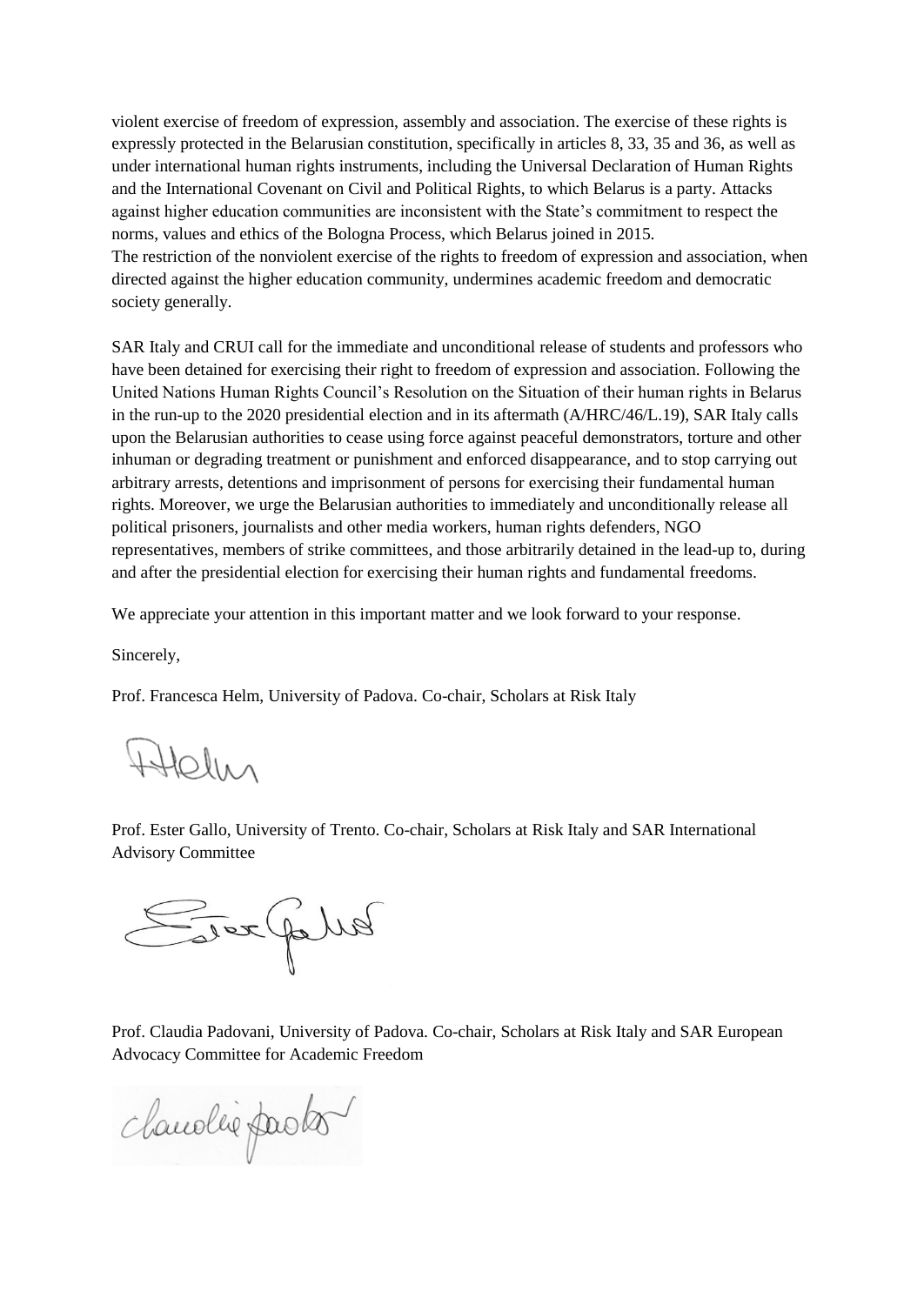violent exercise of freedom of expression, assembly and association. The exercise of these rights is expressly protected in the Belarusian constitution, specifically in articles 8, 33, 35 and 36, as well as under international human rights instruments, including the Universal Declaration of Human Rights and the International Covenant on Civil and Political Rights, to which Belarus is a party. Attacks against higher education communities are inconsistent with the State's commitment to respect the norms, values and ethics of the Bologna Process, which Belarus joined in 2015.
The restriction of the nonviolent exercise of the rights to freedom of expression and association, when directed against the higher education community, undermines academic freedom and democratic society generally.

SAR Italy and CRUI call for the immediate and unconditional release of students and professors who have been detained for exercising their right to freedom of expression and association. Following the United Nations Human Rights Council's Resolution on the Situation of their human rights in Belarus in the run-up to the 2020 presidential election and in its aftermath (A/HRC/46/L.19), SAR Italy calls upon the Belarusian authorities to cease using force against peaceful demonstrators, torture and other inhuman or degrading treatment or punishment and enforced disappearance, and to stop carrying out arbitrary arrests, detentions and imprisonment of persons for exercising their fundamental human rights. Moreover, we urge the Belarusian authorities to immediately and unconditionally release all political prisoners, journalists and other media workers, human rights defenders, NGO representatives, members of strike committees, and those arbitrarily detained in the lead-up to, during and after the presidential election for exercising their human rights and fundamental freedoms.

We appreciate your attention in this important matter and we look forward to your response.

Sincerely,

Prof. Francesca Helm, University of Padova. Co-chair, Scholars at Risk Italy

Prof. Ester Gallo, University of Trento. Co-chair, Scholars at Risk Italy and SAR International Advisory Committee

Prof. Claudia Padovani, University of Padova. Co-chair, Scholars at Risk Italy and SAR European Advocacy Committee for Academic Freedom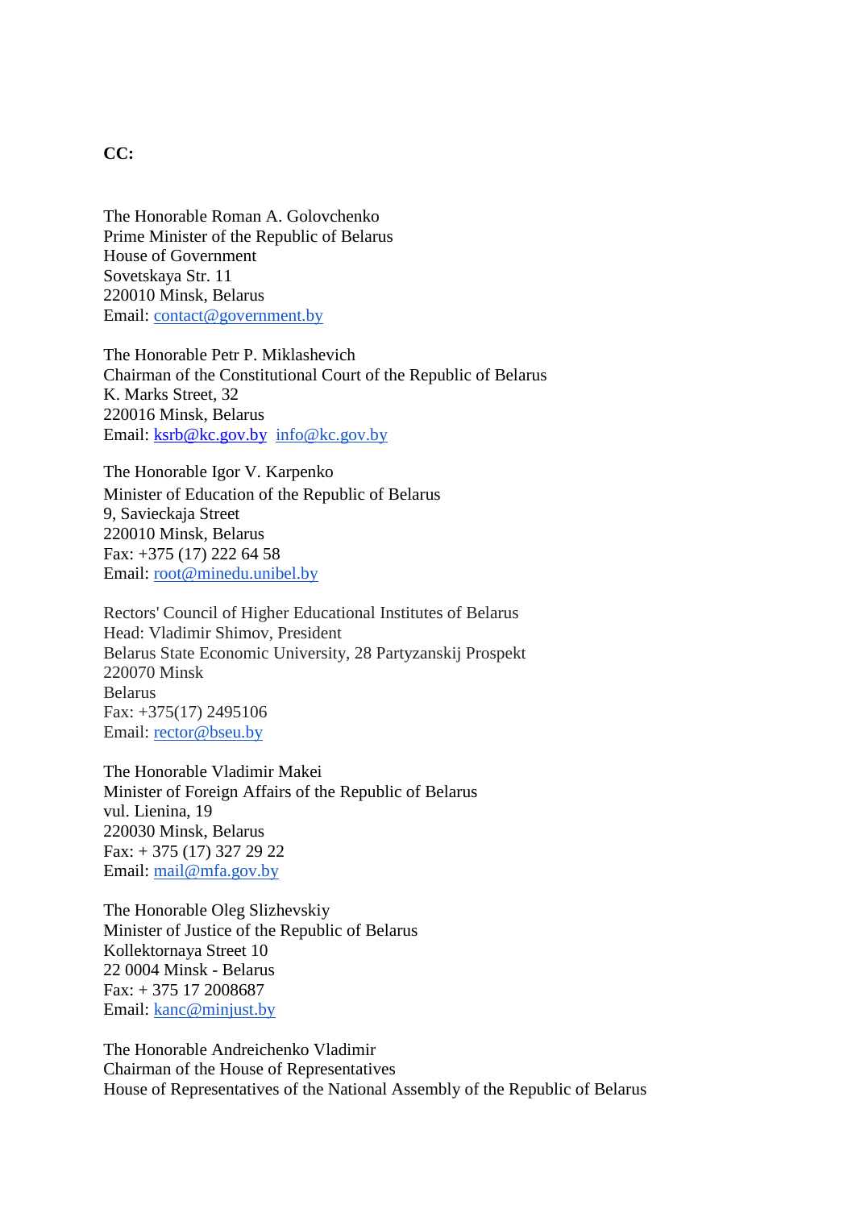**CC:**

The Honorable Roman A. Golovchenko
Prime Minister of the Republic of Belarus
House of Government
Sovetskaya Str. 11
220010 Minsk, Belarus
Email: contact@government.by

The Honorable Petr P. Miklashevich
Chairman of the Constitutional Court of the Republic of Belarus
K. Marks Street, 32
220016 Minsk, Belarus
Email: ksrb@kc.gov.by info@kc.gov.by

The Honorable Igor V. Karpenko
Minister of Education of the Republic of Belarus
9, Savieckaja Street
220010 Minsk, Belarus
Fax: +375 (17) 222 64 58
Email: root@minedu.unibel.by

Rectors' Council of Higher Educational Institutes of Belarus
Head: Vladimir Shimov, President
Belarus State Economic University, 28 Partyzanskij Prospekt
220070 Minsk
Belarus
Fax: +375(17) 2495106
Email: rector@bseu.by

The Honorable Vladimir Makei
Minister of Foreign Affairs of the Republic of Belarus
vul. Lienina, 19
220030 Minsk, Belarus
Fax: + 375 (17) 327 29 22
Email: mail@mfa.gov.by

The Honorable Oleg Slizhevskiy
Minister of Justice of the Republic of Belarus
Kollektornaya Street 10
22 0004 Minsk - Belarus
Fax: + 375 17 2008687
Email: kanc@minjust.by

The Honorable Andreichenko Vladimir
Chairman of the House of Representatives
House of Representatives of the National Assembly of the Republic of Belarus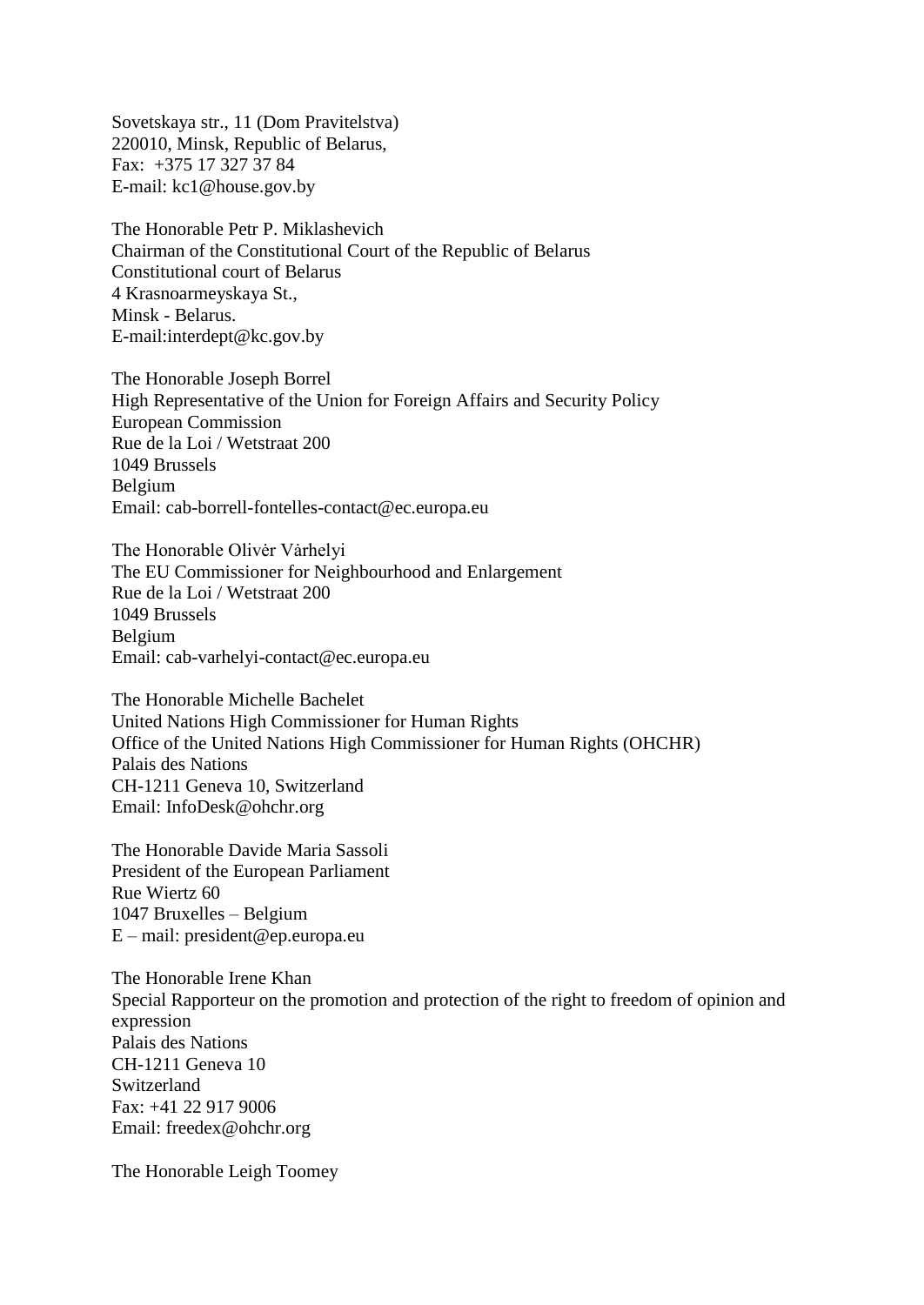Sovetskaya str., 11 (Dom Pravitelstva)
220010, Minsk, Republic of Belarus,
Fax: +375 17 327 37 84
E-mail: kc1@house.gov.by

The Honorable Petr P. Miklashevich
Chairman of the Constitutional Court of the Republic of Belarus
Constitutional court of Belarus
4 Krasnoarmeyskaya St.,
Minsk - Belarus.
E-mail:interdept@kc.gov.by

The Honorable Joseph Borrel
High Representative of the Union for Foreign Affairs and Security Policy
European Commission
Rue de la Loi / Wetstraat 200
1049 Brussels
Belgium
Email: cab-borrell-fontelles-contact@ec.europa.eu

The Honorable Olivėr Vȧrhelyi
The EU Commissioner for Neighbourhood and Enlargement
Rue de la Loi / Wetstraat 200
1049 Brussels
Belgium
Email: cab-varhelyi-contact@ec.europa.eu

The Honorable Michelle Bachelet
United Nations High Commissioner for Human Rights
Office of the United Nations High Commissioner for Human Rights (OHCHR)
Palais des Nations
CH-1211 Geneva 10, Switzerland
Email: InfoDesk@ohchr.org

The Honorable Davide Maria Sassoli
President of the European Parliament
Rue Wiertz 60
1047 Bruxelles – Belgium
E – mail: president@ep.europa.eu

The Honorable Irene Khan
Special Rapporteur on the promotion and protection of the right to freedom of opinion and expression
Palais des Nations
CH-1211 Geneva 10
Switzerland
Fax: +41 22 917 9006
Email: freedex@ohchr.org

The Honorable Leigh Toomey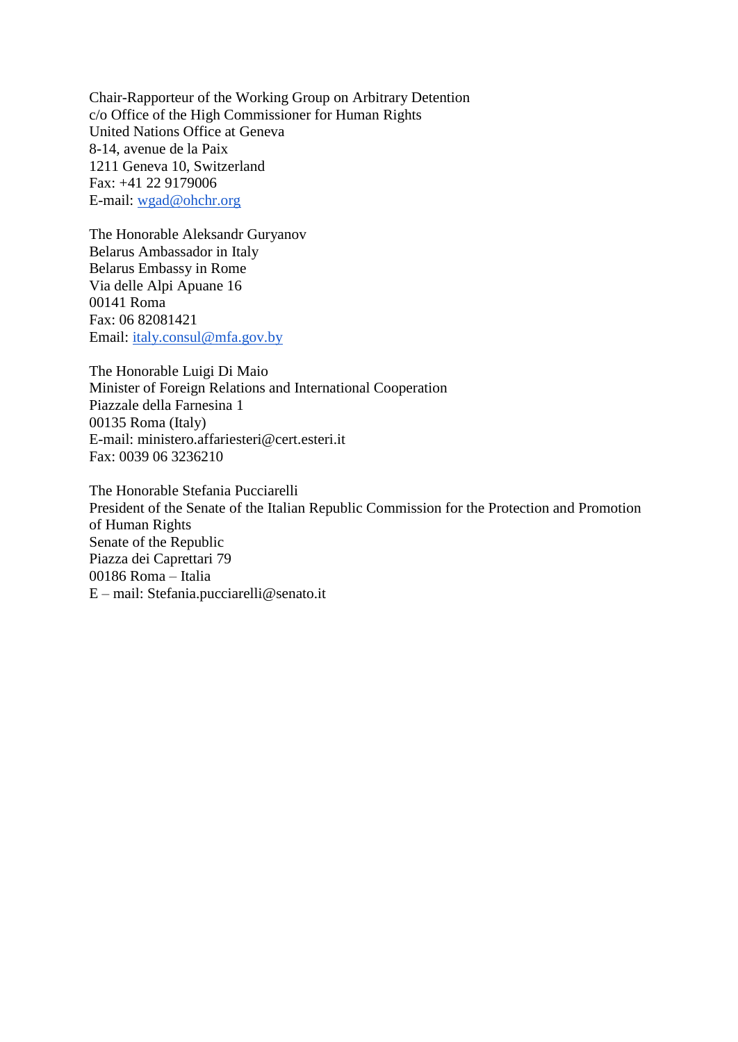Chair-Rapporteur of the Working Group on Arbitrary Detention
c/o Office of the High Commissioner for Human Rights
United Nations Office at Geneva
8-14, avenue de la Paix
1211 Geneva 10, Switzerland
Fax: +41 22 9179006
E-mail: wgad@ohchr.org

The Honorable Aleksandr Guryanov
Belarus Ambassador in Italy
Belarus Embassy in Rome
Via delle Alpi Apuane 16
00141 Roma
Fax: 06 82081421
Email: italy.consul@mfa.gov.by

The Honorable Luigi Di Maio
Minister of Foreign Relations and International Cooperation
Piazzale della Farnesina 1
00135 Roma (Italy)
E-mail: ministero.affariesteri@cert.esteri.it
Fax: 0039 06 3236210

The Honorable Stefania Pucciarelli
President of the Senate of the Italian Republic Commission for the Protection and Promotion of Human Rights
Senate of the Republic
Piazza dei Caprettari 79
00186 Roma – Italia
E – mail: Stefania.pucciarelli@senato.it